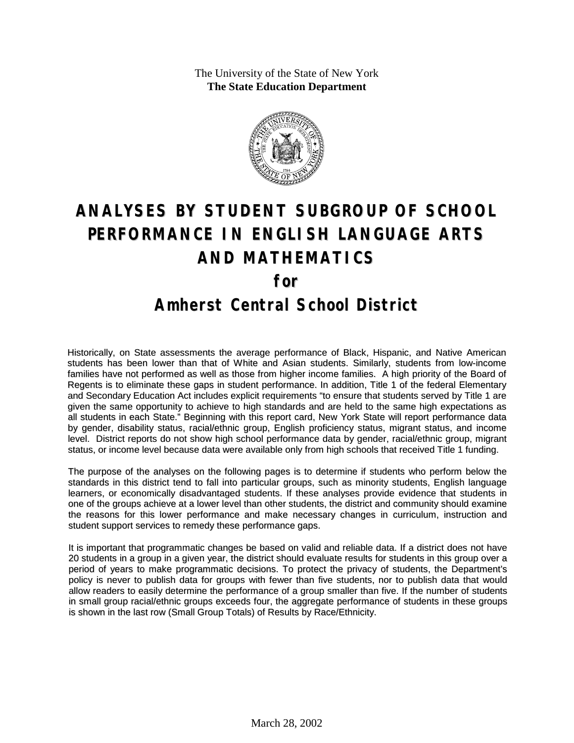The University of the State of New York
**The State Education Department**

# ANALYSES BY STUDENT SUBGROUP OF SCHOOL PERFORMANCE IN ENGLISH LANGUAGE ARTS AND MATHEMATICS

# for

# Amherst Central School District

Historically, on State assessments the average performance of Black, Hispanic, and Native American students has been lower than that of White and Asian students. Similarly, students from low-income families have not performed as well as those from higher income families. A high priority of the Board of Regents is to eliminate these gaps in student performance. In addition, Title 1 of the federal Elementary and Secondary Education Act includes explicit requirements "to ensure that students served by Title 1 are given the same opportunity to achieve to high standards and are held to the same high expectations as all students in each State." Beginning with this report card, New York State will report performance data by gender, disability status, racial/ethnic group, English proficiency status, migrant status, and income level. District reports do not show high school performance data by gender, racial/ethnic group, migrant status, or income level because data were available only from high schools that received Title 1 funding.

The purpose of the analyses on the following pages is to determine if students who perform below the standards in this district tend to fall into particular groups, such as minority students, English language learners, or economically disadvantaged students. If these analyses provide evidence that students in one of the groups achieve at a lower level than other students, the district and community should examine the reasons for this lower performance and make necessary changes in curriculum, instruction and student support services to remedy these performance gaps.

It is important that programmatic changes be based on valid and reliable data. If a district does not have 20 students in a group in a given year, the district should evaluate results for students in this group over a period of years to make programmatic decisions. To protect the privacy of students, the Department's policy is never to publish data for groups with fewer than five students, nor to publish data that would allow readers to easily determine the performance of a group smaller than five. If the number of students in small group racial/ethnic groups exceeds four, the aggregate performance of students in these groups is shown in the last row (Small Group Totals) of Results by Race/Ethnicity.

March 28, 2002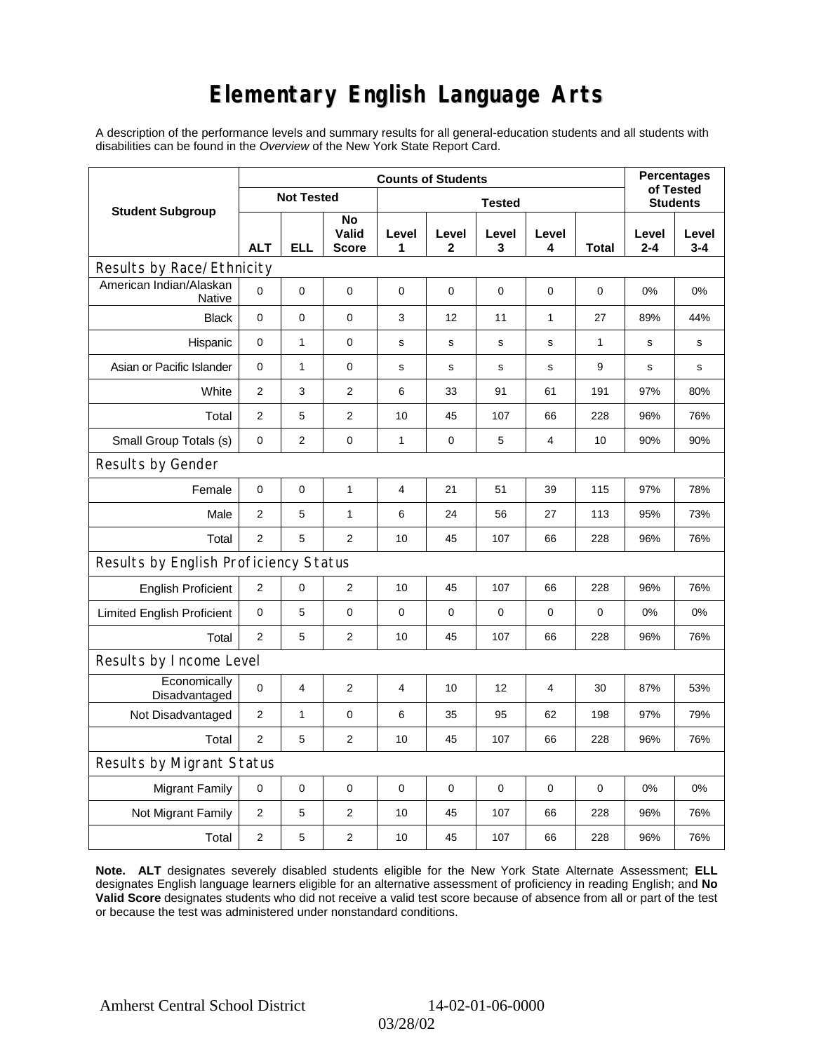# Elementary English Language Arts

A description of the performance levels and summary results for all general-education students and all students with disabilities can be found in the *Overview* of the New York State Report Card.

| Student Subgroup | Counts of Students | | | | | | | | Percentages of Tested Students | |
|---|---|---|---|---|---|---|---|---|---|---|
| | Not Tested | | | Tested | | | | | | |
| | ALT | ELL | No Valid Score | Level 1 | Level 2 | Level 3 | Level 4 | Total | Level 2-4 | Level 3-4 |
| **Results by Race/Ethnicity** | | | | | | | | | | |
| American Indian/Alaskan Native | 0 | 0 | 0 | 0 | 0 | 0 | 0 | 0 | 0% | 0% |
| Black | 0 | 0 | 0 | 3 | 12 | 11 | 1 | 27 | 89% | 44% |
| Hispanic | 0 | 1 | 0 | s | s | s | s | 1 | s | s |
| Asian or Pacific Islander | 0 | 1 | 0 | s | s | s | s | 9 | s | s |
| White | 2 | 3 | 2 | 6 | 33 | 91 | 61 | 191 | 97% | 80% |
| Total | 2 | 5 | 2 | 10 | 45 | 107 | 66 | 228 | 96% | 76% |
| Small Group Totals (s) | 0 | 2 | 0 | 1 | 0 | 5 | 4 | 10 | 90% | 90% |
| **Results by Gender** | | | | | | | | | | |
| Female | 0 | 0 | 1 | 4 | 21 | 51 | 39 | 115 | 97% | 78% |
| Male | 2 | 5 | 1 | 6 | 24 | 56 | 27 | 113 | 95% | 73% |
| Total | 2 | 5 | 2 | 10 | 45 | 107 | 66 | 228 | 96% | 76% |
| **Results by English Proficiency Status** | | | | | | | | | | |
| English Proficient | 2 | 0 | 2 | 10 | 45 | 107 | 66 | 228 | 96% | 76% |
| Limited English Proficient | 0 | 5 | 0 | 0 | 0 | 0 | 0 | 0 | 0% | 0% |
| Total | 2 | 5 | 2 | 10 | 45 | 107 | 66 | 228 | 96% | 76% |
| **Results by Income Level** | | | | | | | | | | |
| Economically Disadvantaged | 0 | 4 | 2 | 4 | 10 | 12 | 4 | 30 | 87% | 53% |
| Not Disadvantaged | 2 | 1 | 0 | 6 | 35 | 95 | 62 | 198 | 97% | 79% |
| Total | 2 | 5 | 2 | 10 | 45 | 107 | 66 | 228 | 96% | 76% |
| **Results by Migrant Status** | | | | | | | | | | |
| Migrant Family | 0 | 0 | 0 | 0 | 0 | 0 | 0 | 0 | 0% | 0% |
| Not Migrant Family | 2 | 5 | 2 | 10 | 45 | 107 | 66 | 228 | 96% | 76% |
| Total | 2 | 5 | 2 | 10 | 45 | 107 | 66 | 228 | 96% | 76% |

**Note. ALT** designates severely disabled students eligible for the New York State Alternate Assessment; **ELL** designates English language learners eligible for an alternative assessment of proficiency in reading English; and **No Valid Score** designates students who did not receive a valid test score because of absence from all or part of the test or because the test was administered under nonstandard conditions.

Amherst Central School District 14-02-01-06-0000

03/28/02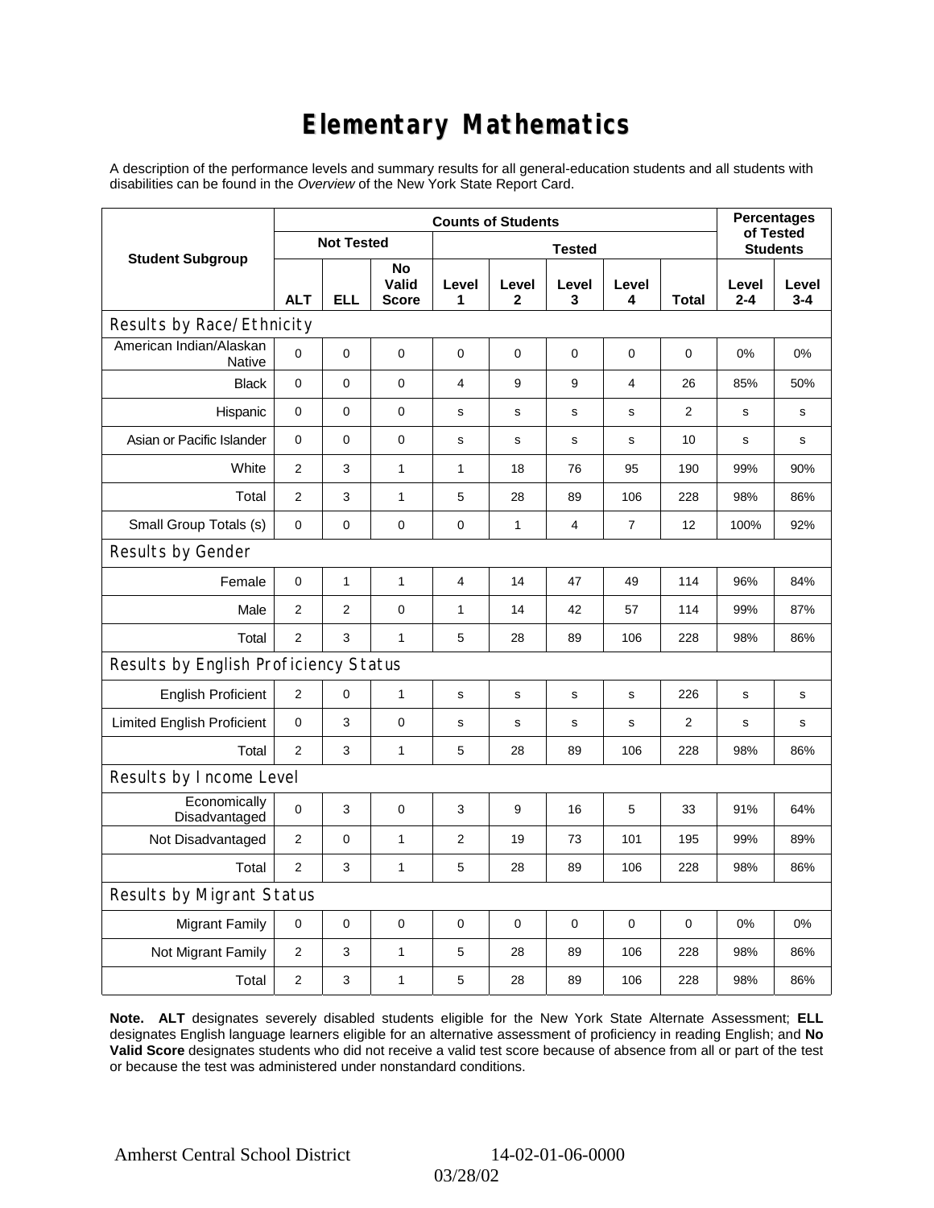# Elementary Mathematics

A description of the performance levels and summary results for all general-education students and all students with disabilities can be found in the *Overview* of the New York State Report Card.

| Student Subgroup | Counts of Students | | | | | | | | Percentages of Tested Students | |
|---|---|---|---|---|---|---|---|---|---|---|
| | Not Tested | | | Tested | | | | | | |
| | ALT | ELL | No Valid Score | Level 1 | Level 2 | Level 3 | Level 4 | Total | Level 2-4 | Level 3-4 |
| **Results by Race/Ethnicity** | | | | | | | | | | |
| American Indian/Alaskan Native | 0 | 0 | 0 | 0 | 0 | 0 | 0 | 0 | 0% | 0% |
| Black | 0 | 0 | 0 | 4 | 9 | 9 | 4 | 26 | 85% | 50% |
| Hispanic | 0 | 0 | 0 | s | s | s | s | 2 | s | s |
| Asian or Pacific Islander | 0 | 0 | 0 | s | s | s | s | 10 | s | s |
| White | 2 | 3 | 1 | 1 | 18 | 76 | 95 | 190 | 99% | 90% |
| Total | 2 | 3 | 1 | 5 | 28 | 89 | 106 | 228 | 98% | 86% |
| Small Group Totals (s) | 0 | 0 | 0 | 0 | 1 | 4 | 7 | 12 | 100% | 92% |
| **Results by Gender** | | | | | | | | | | |
| Female | 0 | 1 | 1 | 4 | 14 | 47 | 49 | 114 | 96% | 84% |
| Male | 2 | 2 | 0 | 1 | 14 | 42 | 57 | 114 | 99% | 87% |
| Total | 2 | 3 | 1 | 5 | 28 | 89 | 106 | 228 | 98% | 86% |
| **Results by English Proficiency Status** | | | | | | | | | | |
| English Proficient | 2 | 0 | 1 | s | s | s | s | 226 | s | s |
| Limited English Proficient | 0 | 3 | 0 | s | s | s | s | 2 | s | s |
| Total | 2 | 3 | 1 | 5 | 28 | 89 | 106 | 228 | 98% | 86% |
| **Results by Income Level** | | | | | | | | | | |
| Economically Disadvantaged | 0 | 3 | 0 | 3 | 9 | 16 | 5 | 33 | 91% | 64% |
| Not Disadvantaged | 2 | 0 | 1 | 2 | 19 | 73 | 101 | 195 | 99% | 89% |
| Total | 2 | 3 | 1 | 5 | 28 | 89 | 106 | 228 | 98% | 86% |
| **Results by Migrant Status** | | | | | | | | | | |
| Migrant Family | 0 | 0 | 0 | 0 | 0 | 0 | 0 | 0 | 0% | 0% |
| Not Migrant Family | 2 | 3 | 1 | 5 | 28 | 89 | 106 | 228 | 98% | 86% |
| Total | 2 | 3 | 1 | 5 | 28 | 89 | 106 | 228 | 98% | 86% |

**Note. ALT** designates severely disabled students eligible for the New York State Alternate Assessment; **ELL** designates English language learners eligible for an alternative assessment of proficiency in reading English; and **No Valid Score** designates students who did not receive a valid test score because of absence from all or part of the test or because the test was administered under nonstandard conditions.

Amherst Central School District 14-02-01-06-0000

03/28/02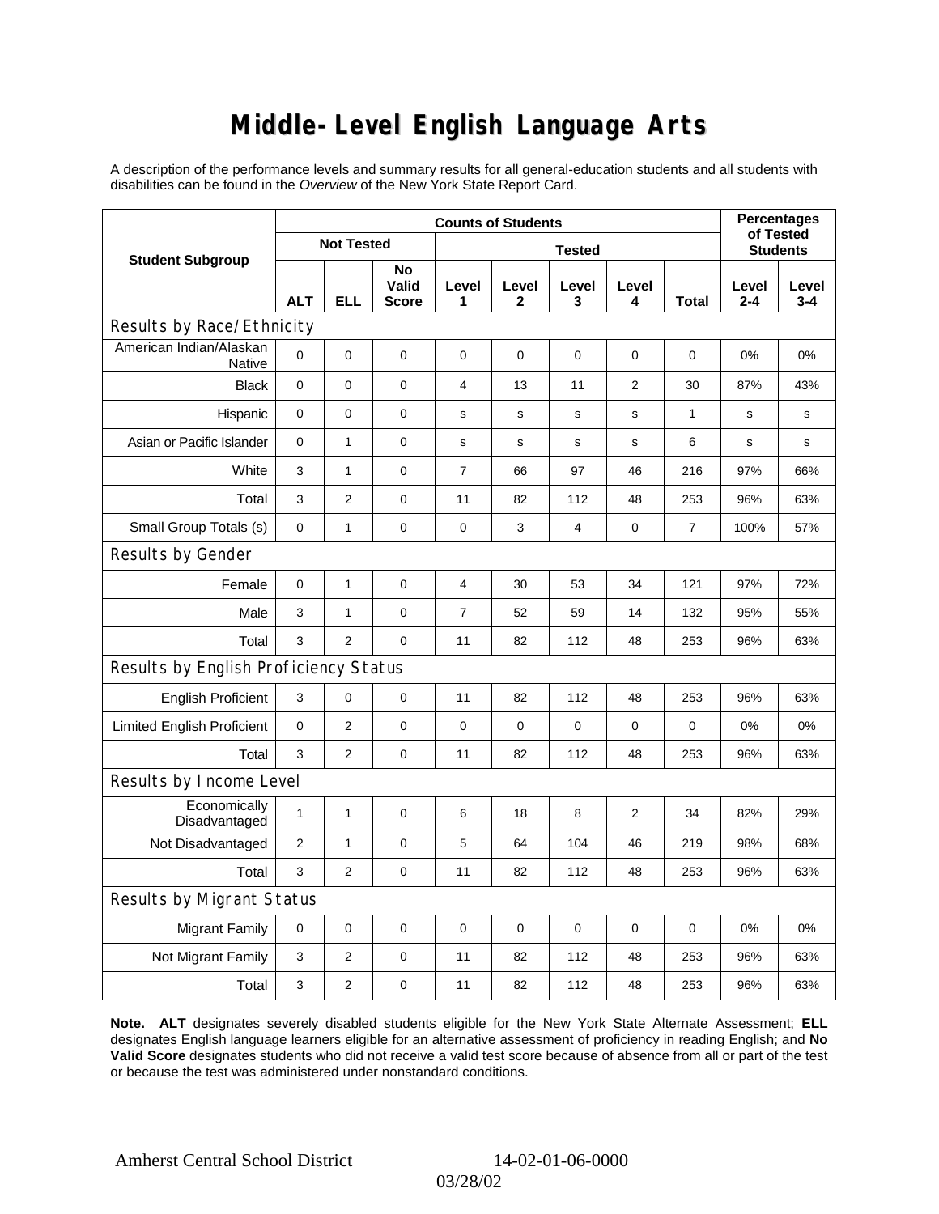# Middle-Level English Language Arts

A description of the performance levels and summary results for all general-education students and all students with disabilities can be found in the *Overview* of the New York State Report Card.

| Student Subgroup | Counts of Students | | | | | | | | Percentages of Tested Students | |
|---|---|---|---|---|---|---|---|---|---|---|
| | Not Tested | | | Tested | | | | | | |
| | ALT | ELL | No Valid Score | Level 1 | Level 2 | Level 3 | Level 4 | Total | Level 2-4 | Level 3-4 |
| **Results by Race/Ethnicity** | | | | | | | | | | |
| American Indian/Alaskan Native | 0 | 0 | 0 | 0 | 0 | 0 | 0 | 0 | 0% | 0% |
| Black | 0 | 0 | 0 | 4 | 13 | 11 | 2 | 30 | 87% | 43% |
| Hispanic | 0 | 0 | 0 | s | s | s | s | 1 | s | s |
| Asian or Pacific Islander | 0 | 1 | 0 | s | s | s | s | 6 | s | s |
| White | 3 | 1 | 0 | 7 | 66 | 97 | 46 | 216 | 97% | 66% |
| Total | 3 | 2 | 0 | 11 | 82 | 112 | 48 | 253 | 96% | 63% |
| Small Group Totals (s) | 0 | 1 | 0 | 0 | 3 | 4 | 0 | 7 | 100% | 57% |
| **Results by Gender** | | | | | | | | | | |
| Female | 0 | 1 | 0 | 4 | 30 | 53 | 34 | 121 | 97% | 72% |
| Male | 3 | 1 | 0 | 7 | 52 | 59 | 14 | 132 | 95% | 55% |
| Total | 3 | 2 | 0 | 11 | 82 | 112 | 48 | 253 | 96% | 63% |
| **Results by English Proficiency Status** | | | | | | | | | | |
| English Proficient | 3 | 0 | 0 | 11 | 82 | 112 | 48 | 253 | 96% | 63% |
| Limited English Proficient | 0 | 2 | 0 | 0 | 0 | 0 | 0 | 0 | 0% | 0% |
| Total | 3 | 2 | 0 | 11 | 82 | 112 | 48 | 253 | 96% | 63% |
| **Results by Income Level** | | | | | | | | | | |
| Economically Disadvantaged | 1 | 1 | 0 | 6 | 18 | 8 | 2 | 34 | 82% | 29% |
| Not Disadvantaged | 2 | 1 | 0 | 5 | 64 | 104 | 46 | 219 | 98% | 68% |
| Total | 3 | 2 | 0 | 11 | 82 | 112 | 48 | 253 | 96% | 63% |
| **Results by Migrant Status** | | | | | | | | | | |
| Migrant Family | 0 | 0 | 0 | 0 | 0 | 0 | 0 | 0 | 0% | 0% |
| Not Migrant Family | 3 | 2 | 0 | 11 | 82 | 112 | 48 | 253 | 96% | 63% |
| Total | 3 | 2 | 0 | 11 | 82 | 112 | 48 | 253 | 96% | 63% |

**Note. ALT** designates severely disabled students eligible for the New York State Alternate Assessment; **ELL** designates English language learners eligible for an alternative assessment of proficiency in reading English; and **No Valid Score** designates students who did not receive a valid test score because of absence from all or part of the test or because the test was administered under nonstandard conditions.

Amherst Central School District 14-02-01-06-0000

03/28/02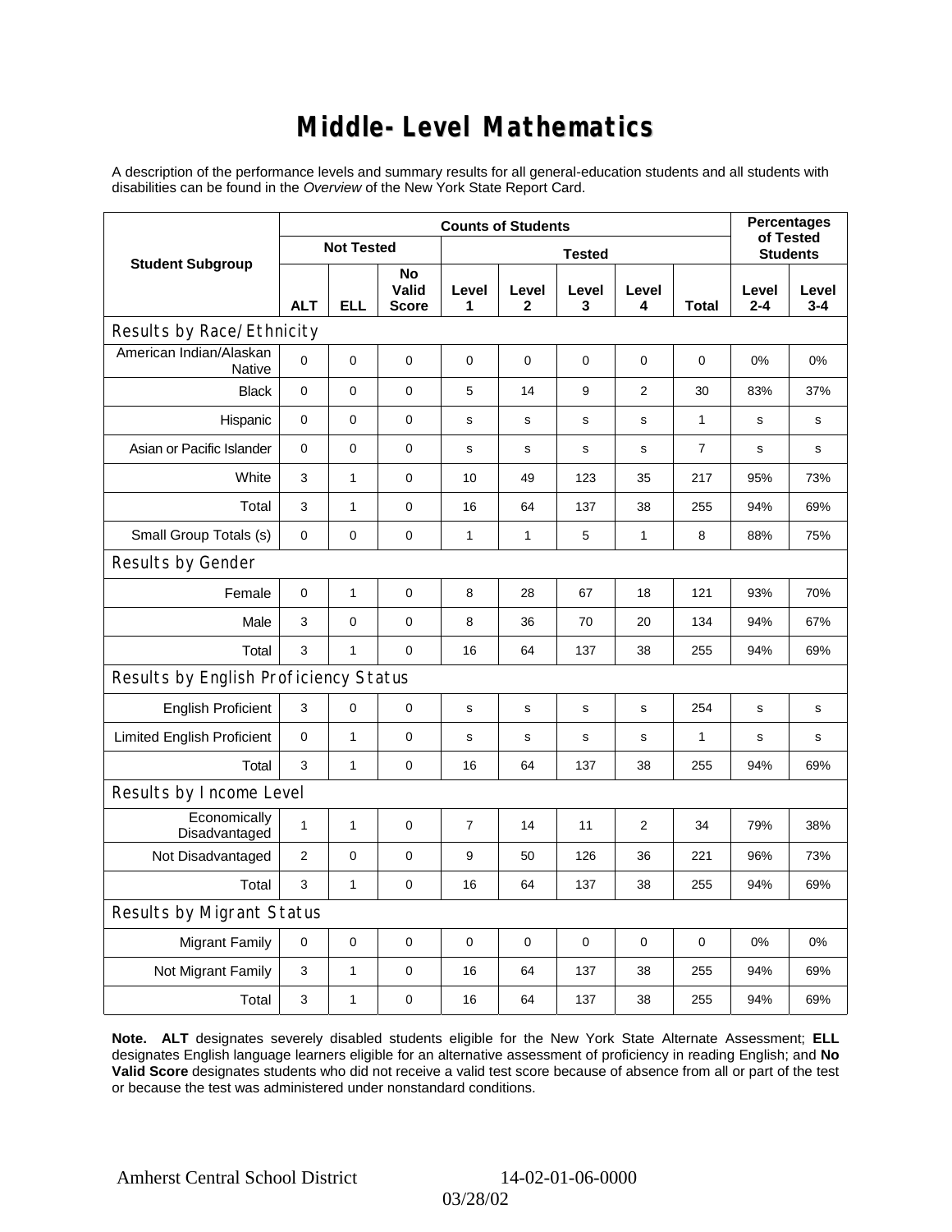# Middle-Level Mathematics

A description of the performance levels and summary results for all general-education students and all students with disabilities can be found in the *Overview* of the New York State Report Card.

| Student Subgroup | Counts of Students | | | | | | | | Percentages of Tested Students | |
|---|---|---|---|---|---|---|---|---|---|---|
| | Not Tested | | | Tested | | | | | | |
| | ALT | ELL | No Valid Score | Level 1 | Level 2 | Level 3 | Level 4 | Total | Level 2-4 | Level 3-4 |
| **Results by Race/Ethnicity** | | | | | | | | | | |
| American Indian/Alaskan Native | 0 | 0 | 0 | 0 | 0 | 0 | 0 | 0 | 0% | 0% |
| Black | 0 | 0 | 0 | 5 | 14 | 9 | 2 | 30 | 83% | 37% |
| Hispanic | 0 | 0 | 0 | s | s | s | s | 1 | s | s |
| Asian or Pacific Islander | 0 | 0 | 0 | s | s | s | s | 7 | s | s |
| White | 3 | 1 | 0 | 10 | 49 | 123 | 35 | 217 | 95% | 73% |
| Total | 3 | 1 | 0 | 16 | 64 | 137 | 38 | 255 | 94% | 69% |
| Small Group Totals (s) | 0 | 0 | 0 | 1 | 1 | 5 | 1 | 8 | 88% | 75% |
| **Results by Gender** | | | | | | | | | | |
| Female | 0 | 1 | 0 | 8 | 28 | 67 | 18 | 121 | 93% | 70% |
| Male | 3 | 0 | 0 | 8 | 36 | 70 | 20 | 134 | 94% | 67% |
| Total | 3 | 1 | 0 | 16 | 64 | 137 | 38 | 255 | 94% | 69% |
| **Results by English Proficiency Status** | | | | | | | | | | |
| English Proficient | 3 | 0 | 0 | s | s | s | s | 254 | s | s |
| Limited English Proficient | 0 | 1 | 0 | s | s | s | s | 1 | s | s |
| Total | 3 | 1 | 0 | 16 | 64 | 137 | 38 | 255 | 94% | 69% |
| **Results by Income Level** | | | | | | | | | | |
| Economically Disadvantaged | 1 | 1 | 0 | 7 | 14 | 11 | 2 | 34 | 79% | 38% |
| Not Disadvantaged | 2 | 0 | 0 | 9 | 50 | 126 | 36 | 221 | 96% | 73% |
| Total | 3 | 1 | 0 | 16 | 64 | 137 | 38 | 255 | 94% | 69% |
| **Results by Migrant Status** | | | | | | | | | | |
| Migrant Family | 0 | 0 | 0 | 0 | 0 | 0 | 0 | 0 | 0% | 0% |
| Not Migrant Family | 3 | 1 | 0 | 16 | 64 | 137 | 38 | 255 | 94% | 69% |
| Total | 3 | 1 | 0 | 16 | 64 | 137 | 38 | 255 | 94% | 69% |

**Note. ALT** designates severely disabled students eligible for the New York State Alternate Assessment; **ELL** designates English language learners eligible for an alternative assessment of proficiency in reading English; and **No Valid Score** designates students who did not receive a valid test score because of absence from all or part of the test or because the test was administered under nonstandard conditions.

Amherst Central School District 14-02-01-06-0000

03/28/02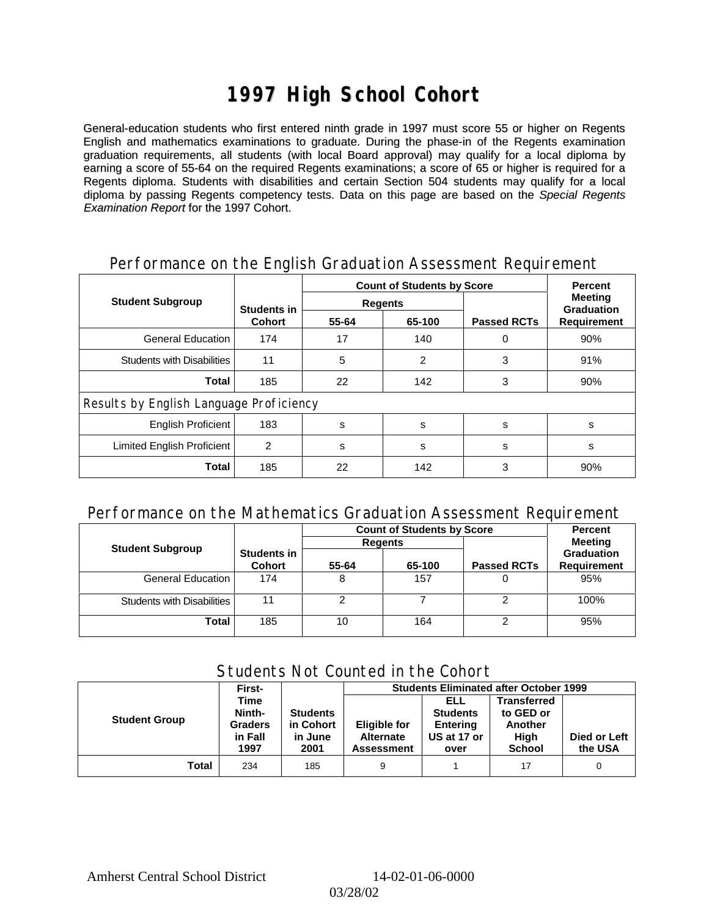# 1997 High School Cohort

General-education students who first entered ninth grade in 1997 must score 55 or higher on Regents English and mathematics examinations to graduate. During the phase-in of the Regents examination graduation requirements, all students (with local Board approval) may qualify for a local diploma by earning a score of 55-64 on the required Regents examinations; a score of 65 or higher is required for a Regents diploma. Students with disabilities and certain Section 504 students may qualify for a local diploma by passing Regents competency tests. Data on this page are based on the *Special Regents Examination Report* for the 1997 Cohort.

## Performance on the English Graduation Assessment Requirement

| Student Subgroup | Students in Cohort | Count of Students by Score | | | Percent Meeting Graduation Requirement |
|---|---|---|---|---|---|
| | | Regents 55-64 | Regents 65-100 | Passed RCTs | |
| General Education | 174 | 17 | 140 | 0 | 90% |
| Students with Disabilities | 11 | 5 | 2 | 3 | 91% |
| **Total** | 185 | 22 | 142 | 3 | 90% |
| Results by English Language Proficiency | | | | | |
| English Proficient | 183 | s | s | s | s |
| Limited English Proficient | 2 | s | s | s | s |
| **Total** | 185 | 22 | 142 | 3 | 90% |

## Performance on the Mathematics Graduation Assessment Requirement

| Student Subgroup | Students in Cohort | Count of Students by Score | | | Percent Meeting Graduation Requirement |
|---|---|---|---|---|---|
| | | Regents 55-64 | Regents 65-100 | Passed RCTs | |
| General Education | 174 | 8 | 157 | 0 | 95% |
| Students with Disabilities | 11 | 2 | 7 | 2 | 100% |
| **Total** | 185 | 10 | 164 | 2 | 95% |

## Students Not Counted in the Cohort

| Student Group | First-Time Ninth-Graders in Fall 1997 | Students in Cohort in June 2001 | Students Eliminated after October 1999 | | | |
|---|---|---|---|---|---|---|
| | | | Eligible for Alternate Assessment | ELL Students Entering US at 17 or over | Transferred to GED or Another High School | Died or Left the USA |
| **Total** | 234 | 185 | 9 | 1 | 17 | 0 |

Amherst Central School District 14-02-01-06-0000

03/28/02